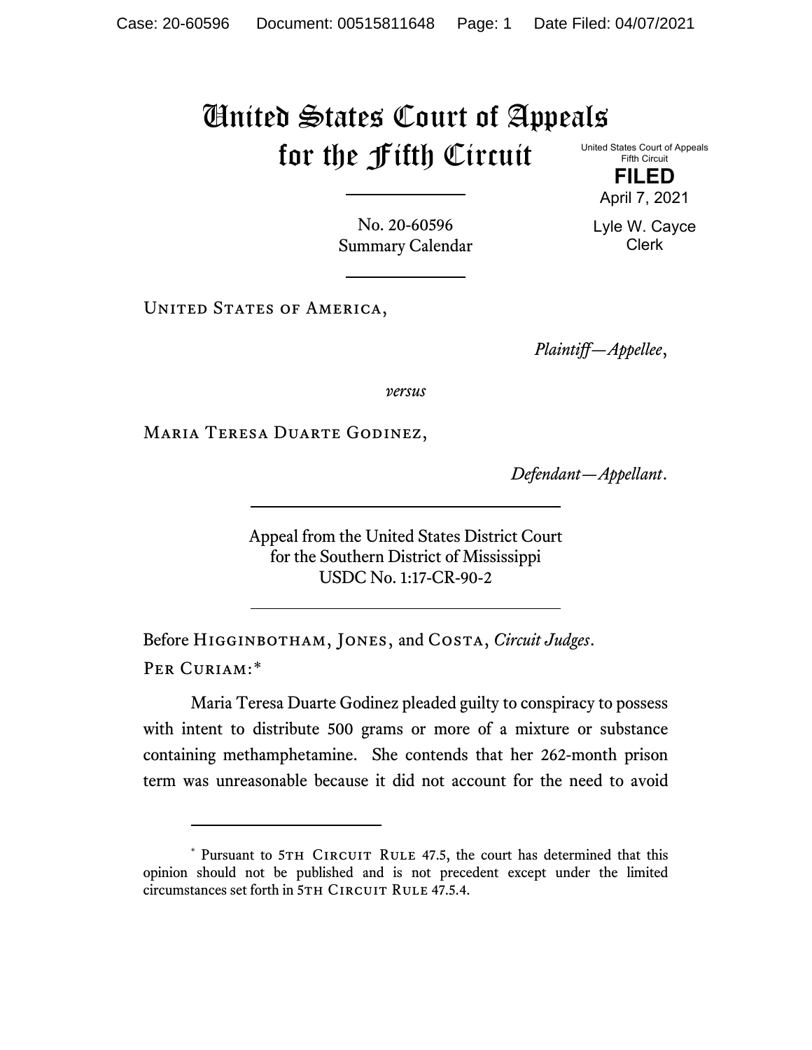# United States Court of Appeals for the Fifth Circuit

United States Court of Appeals
Fifth Circuit

**FILED**

April 7, 2021

Lyle W. Cayce
Clerk

No. 20-60596
Summary Calendar

United States of America,

*Plaintiff—Appellee*,

*versus*

Maria Teresa Duarte Godinez,

*Defendant—Appellant*.

Appeal from the United States District Court
for the Southern District of Mississippi
USDC No. 1:17-CR-90-2

Before Higginbotham, Jones, and Costa, *Circuit Judges*.

Per Curiam:*

Maria Teresa Duarte Godinez pleaded guilty to conspiracy to possess with intent to distribute 500 grams or more of a mixture or substance containing methamphetamine. She contends that her 262-month prison term was unreasonable because it did not account for the need to avoid

---

\* Pursuant to 5th Circuit Rule 47.5, the court has determined that this opinion should not be published and is not precedent except under the limited circumstances set forth in 5th Circuit Rule 47.5.4.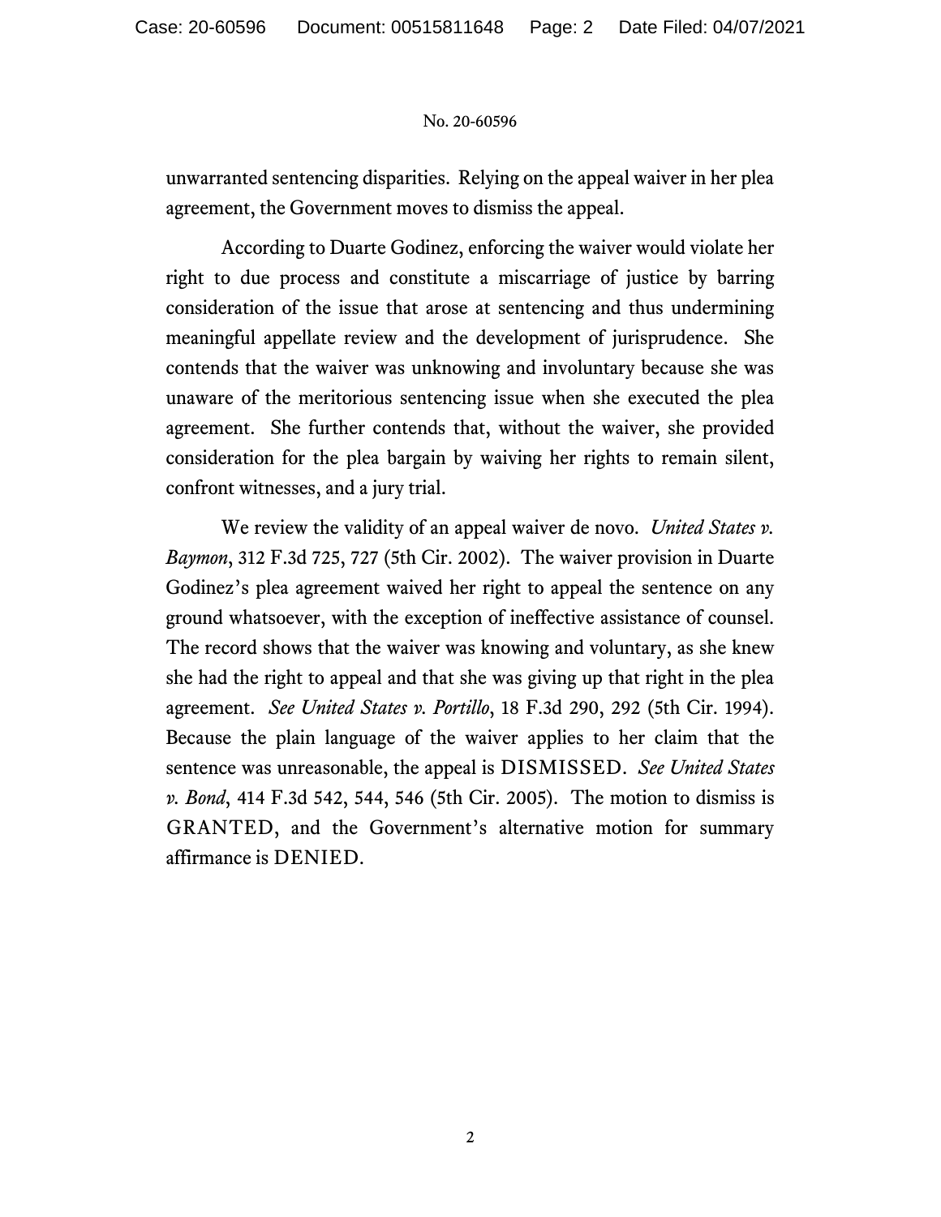unwarranted sentencing disparities. Relying on the appeal waiver in her plea agreement, the Government moves to dismiss the appeal.

According to Duarte Godinez, enforcing the waiver would violate her right to due process and constitute a miscarriage of justice by barring consideration of the issue that arose at sentencing and thus undermining meaningful appellate review and the development of jurisprudence. She contends that the waiver was unknowing and involuntary because she was unaware of the meritorious sentencing issue when she executed the plea agreement. She further contends that, without the waiver, she provided consideration for the plea bargain by waiving her rights to remain silent, confront witnesses, and a jury trial.

We review the validity of an appeal waiver de novo. *United States v. Baymon*, 312 F.3d 725, 727 (5th Cir. 2002). The waiver provision in Duarte Godinez's plea agreement waived her right to appeal the sentence on any ground whatsoever, with the exception of ineffective assistance of counsel. The record shows that the waiver was knowing and voluntary, as she knew she had the right to appeal and that she was giving up that right in the plea agreement. *See United States v. Portillo*, 18 F.3d 290, 292 (5th Cir. 1994). Because the plain language of the waiver applies to her claim that the sentence was unreasonable, the appeal is DISMISSED. *See United States v. Bond*, 414 F.3d 542, 544, 546 (5th Cir. 2005). The motion to dismiss is GRANTED, and the Government's alternative motion for summary affirmance is DENIED.